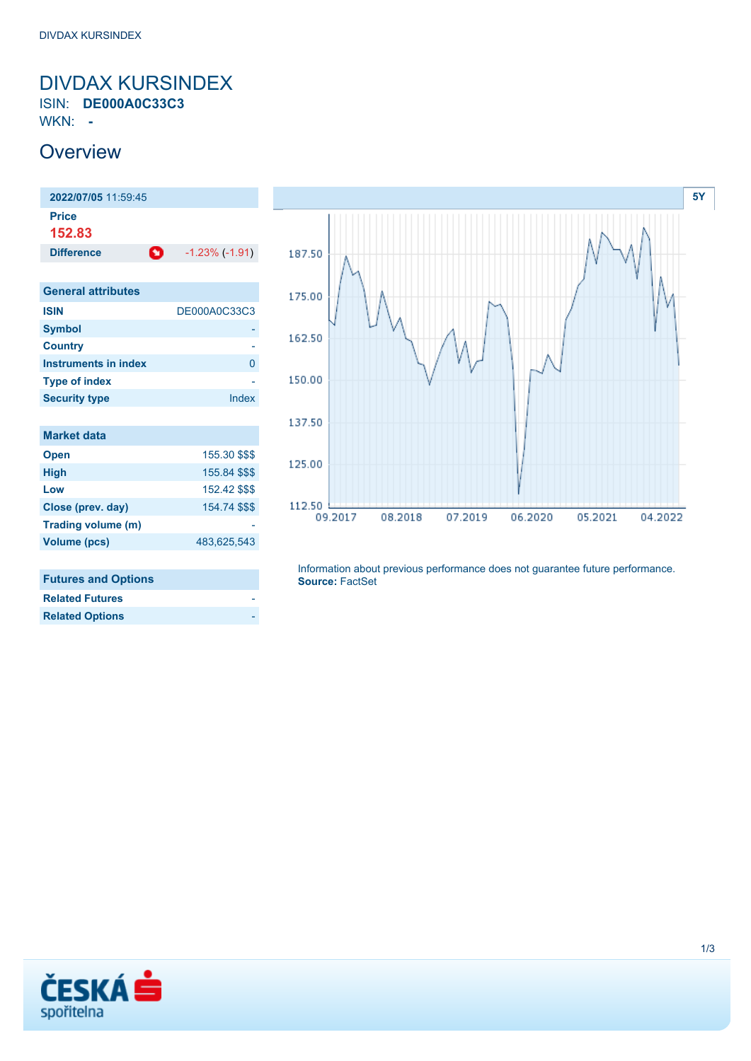# DIVDAX KURSINDEX

ISIN: **DE000A0C33C3**

WKN: **-**

## Overview

| **2022/07/05** 11:59:45 | |
|---|---|
| **Price** | |
| **152.83** | |
| **Difference** | -1.23% (-1.91) |

| General attributes | |
|---|---|
| ISIN | DE000A0C33C3 |
| Symbol | - |
| Country | - |
| Instruments in index | 0 |
| Type of index | - |
| Security type | Index |

| Market data | |
|---|---|
| Open | 155.30 $$$ |
| High | 155.84 $$$ |
| Low | 152.42 $$$ |
| Close (prev. day) | 154.74 $$$ |
| Trading volume (m) | - |
| Volume (pcs) | 483,625,543 |

| Futures and Options | |
|---|---|
| Related Futures | - |
| Related Options | - |

5Y

Information about previous performance does not guarantee future performance.
**Source:** FactSet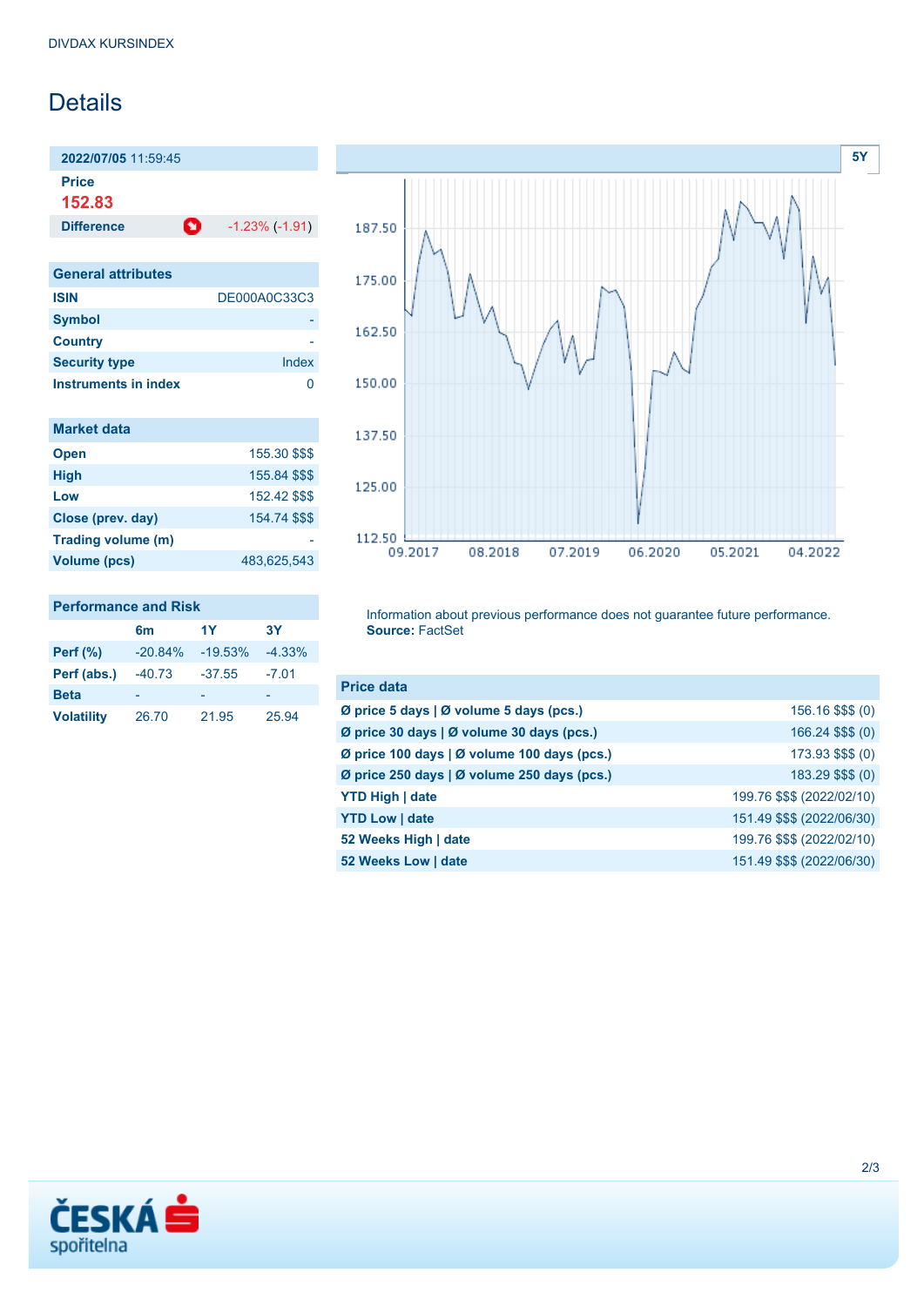DIVDAX KURSINDEX

# Details

**2022/07/05** 11:59:45

**Price**
**152.83**

| **Difference** | -1.23% (-1.91) |
|---|---|

| General attributes | |
|---|---|
| **ISIN** | DE000A0C33C3 |
| **Symbol** | - |
| **Country** | - |
| **Security type** | Index |
| **Instruments in index** | 0 |

| Market data | |
|---|---|
| **Open** | 155.30 $$$ |
| **High** | 155.84 $$$ |
| **Low** | 152.42 $$$ |
| **Close (prev. day)** | 154.74 $$$ |
| **Trading volume (m)** | - |
| **Volume (pcs)** | 483,625,543 |

**Performance and Risk**

| | 6m | 1Y | 3Y |
|---|---|---|---|
| **Perf (%)** | -20.84% | -19.53% | -4.33% |
| **Perf (abs.)** | -40.73 | -37.55 | -7.01 |
| **Beta** | - | - | - |
| **Volatility** | 26.70 | 21.95 | 25.94 |

5Y

Information about previous performance does not guarantee future performance.
**Source:** FactSet

| Price data | |
|---|---|
| **Ø price 5 days \| Ø volume 5 days (pcs.)** | 156.16 $$$ (0) |
| **Ø price 30 days \| Ø volume 30 days (pcs.)** | 166.24 $$$ (0) |
| **Ø price 100 days \| Ø volume 100 days (pcs.)** | 173.93 $$$ (0) |
| **Ø price 250 days \| Ø volume 250 days (pcs.)** | 183.29 $$$ (0) |
| **YTD High \| date** | 199.76 $$$ (2022/02/10) |
| **YTD Low \| date** | 151.49 $$$ (2022/06/30) |
| **52 Weeks High \| date** | 199.76 $$$ (2022/02/10) |
| **52 Weeks Low \| date** | 151.49 $$$ (2022/06/30) |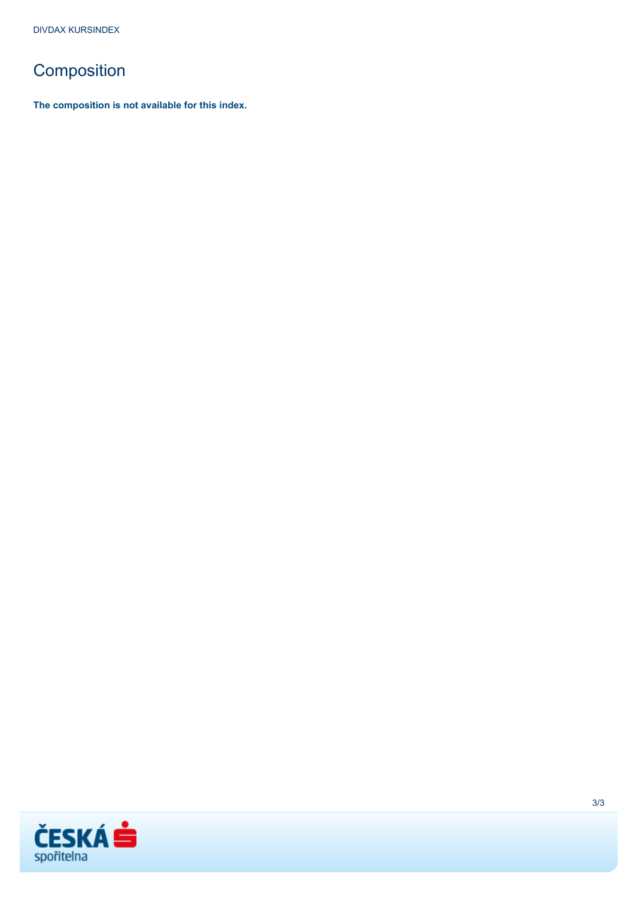## Composition

**The composition is not available for this index.**